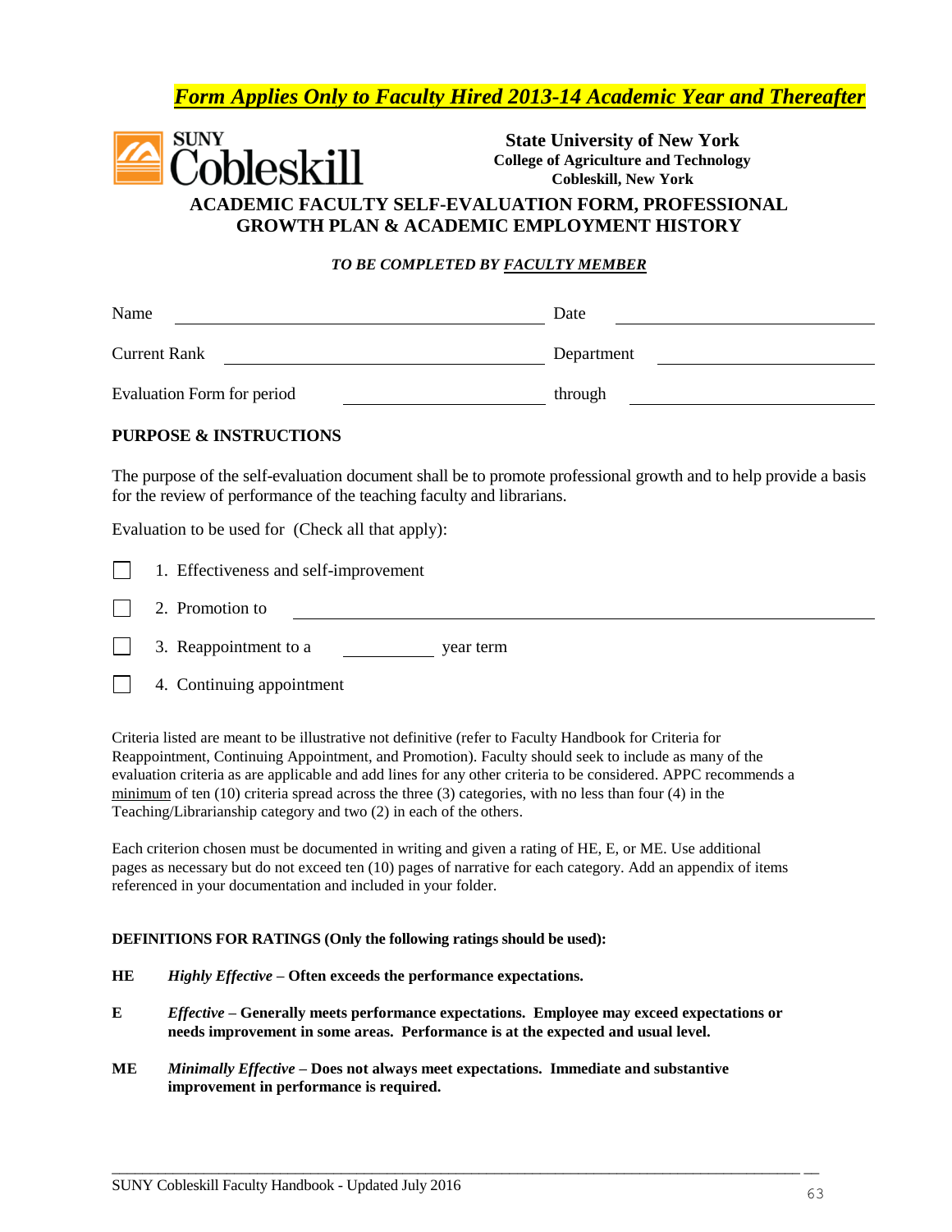***Form Applies Only to Faculty Hired 2013-14 Academic Year and Thereafter***

SUNY Cobleskill

**State University of New York**
**College of Agriculture and Technology**
**Cobleskill, New York**

# ACADEMIC FACULTY SELF-EVALUATION FORM, PROFESSIONAL GROWTH PLAN & ACADEMIC EMPLOYMENT HISTORY

***TO BE COMPLETED BY FACULTY MEMBER***

Name ______________________________ Date ______________________

Current Rank ________________________ Department __________________

Evaluation Form for period ______________ through ____________________

## PURPOSE & INSTRUCTIONS

The purpose of the self-evaluation document shall be to promote professional growth and to help provide a basis for the review of performance of the teaching faculty and librarians.

Evaluation to be used for (Check all that apply):

☐ 1. Effectiveness and self-improvement

☐ 2. Promotion to ______________________________

☐ 3. Reappointment to a __________ year term

☐ 4. Continuing appointment

Criteria listed are meant to be illustrative not definitive (refer to Faculty Handbook for Criteria for Reappointment, Continuing Appointment, and Promotion). Faculty should seek to include as many of the evaluation criteria as are applicable and add lines for any other criteria to be considered. APPC recommends a minimum of ten (10) criteria spread across the three (3) categories, with no less than four (4) in the Teaching/Librarianship category and two (2) in each of the others.

Each criterion chosen must be documented in writing and given a rating of HE, E, or ME. Use additional pages as necessary but do not exceed ten (10) pages of narrative for each category. Add an appendix of items referenced in your documentation and included in your folder.

**DEFINITIONS FOR RATINGS (Only the following ratings should be used):**

**HE** ***Highly Effective*** **– Often exceeds the performance expectations.**

**E** ***Effective*** **– Generally meets performance expectations. Employee may exceed expectations or needs improvement in some areas. Performance is at the expected and usual level.**

**ME** ***Minimally Effective*** **– Does not always meet expectations. Immediate and substantive improvement in performance is required.**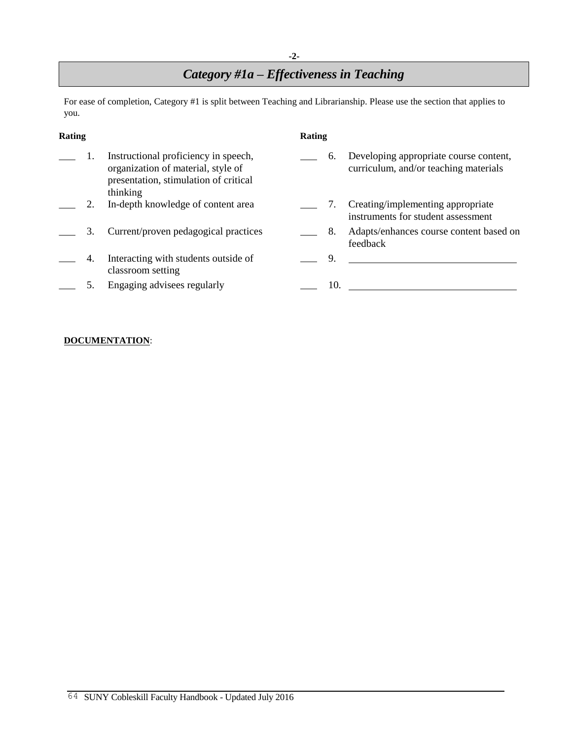# *Category #1a – Effectiveness in Teaching*

For ease of completion, Category #1 is split between Teaching and Librarianship. Please use the section that applies to you.

| Rating | | | Rating | | |
|---|---|---|---|---|---|
| ___ | 1. | Instructional proficiency in speech, organization of material, style of presentation, stimulation of critical thinking | ___ | 6. | Developing appropriate course content, curriculum, and/or teaching materials |
| ___ | 2. | In-depth knowledge of content area | ___ | 7. | Creating/implementing appropriate instruments for student assessment |
| ___ | 3. | Current/proven pedagogical practices | ___ | 8. | Adapts/enhances course content based on feedback |
| ___ | 4. | Interacting with students outside of classroom setting | ___ | 9. | ______________________ |
| ___ | 5. | Engaging advisees regularly | ___ | 10. | ______________________ |

**DOCUMENTATION**: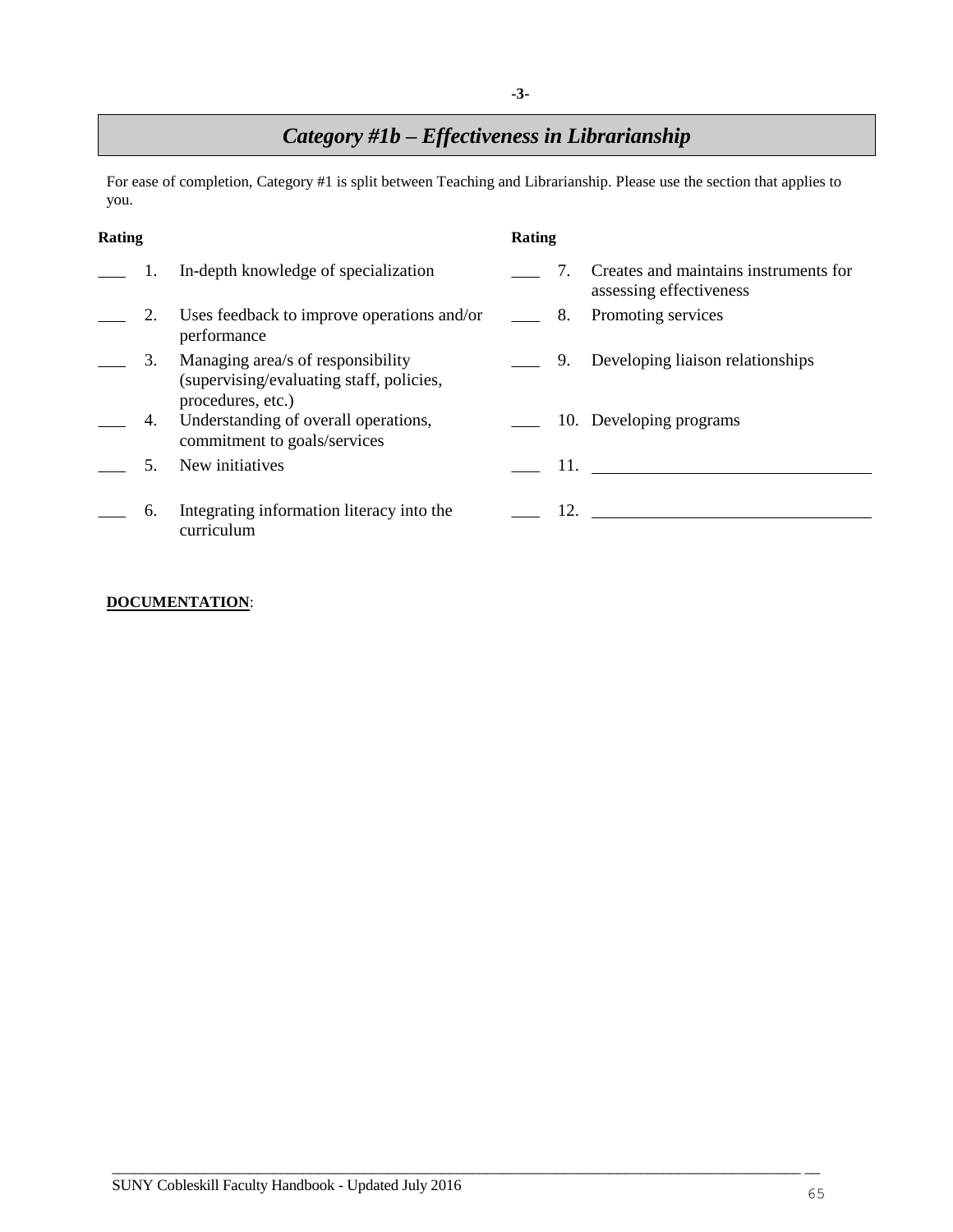## *Category #1b – Effectiveness in Librarianship*

For ease of completion, Category #1 is split between Teaching and Librarianship. Please use the section that applies to you.

| Rating | | | Rating | | |
|---|---|---|---|---|---|
| ___ | 1. | In-depth knowledge of specialization | ___ | 7. | Creates and maintains instruments for assessing effectiveness |
| ___ | 2. | Uses feedback to improve operations and/or performance | ___ | 8. | Promoting services |
| ___ | 3. | Managing area/s of responsibility (supervising/evaluating staff, policies, procedures, etc.) | ___ | 9. | Developing liaison relationships |
| ___ | 4. | Understanding of overall operations, commitment to goals/services | ___ | 10. | Developing programs |
| ___ | 5. | New initiatives | ___ | 11. | ______________________________ |
| ___ | 6. | Integrating information literacy into the curriculum | ___ | 12. | ______________________________ |

**DOCUMENTATION**: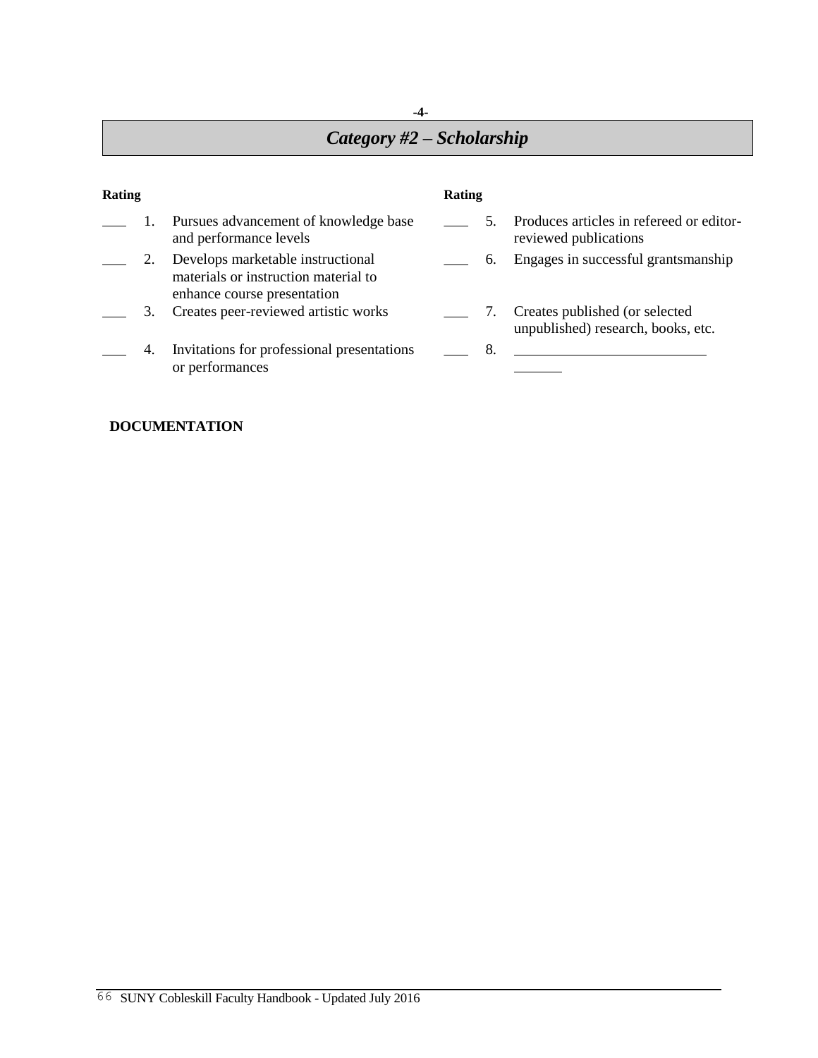## *Category #2 – Scholarship*

| Rating | | | Rating | | |
|---|---|---|---|---|---|
| ___ | 1. | Pursues advancement of knowledge base and performance levels | ___ | 5. | Produces articles in refereed or editor-reviewed publications |
| ___ | 2. | Develops marketable instructional materials or instruction material to enhance course presentation | ___ | 6. | Engages in successful grantsmanship |
| ___ | 3. | Creates peer-reviewed artistic works | ___ | 7. | Creates published (or selected unpublished) research, books, etc. |
| ___ | 4. | Invitations for professional presentations or performances | ___ | 8. | ____________________________ _______ |

**DOCUMENTATION**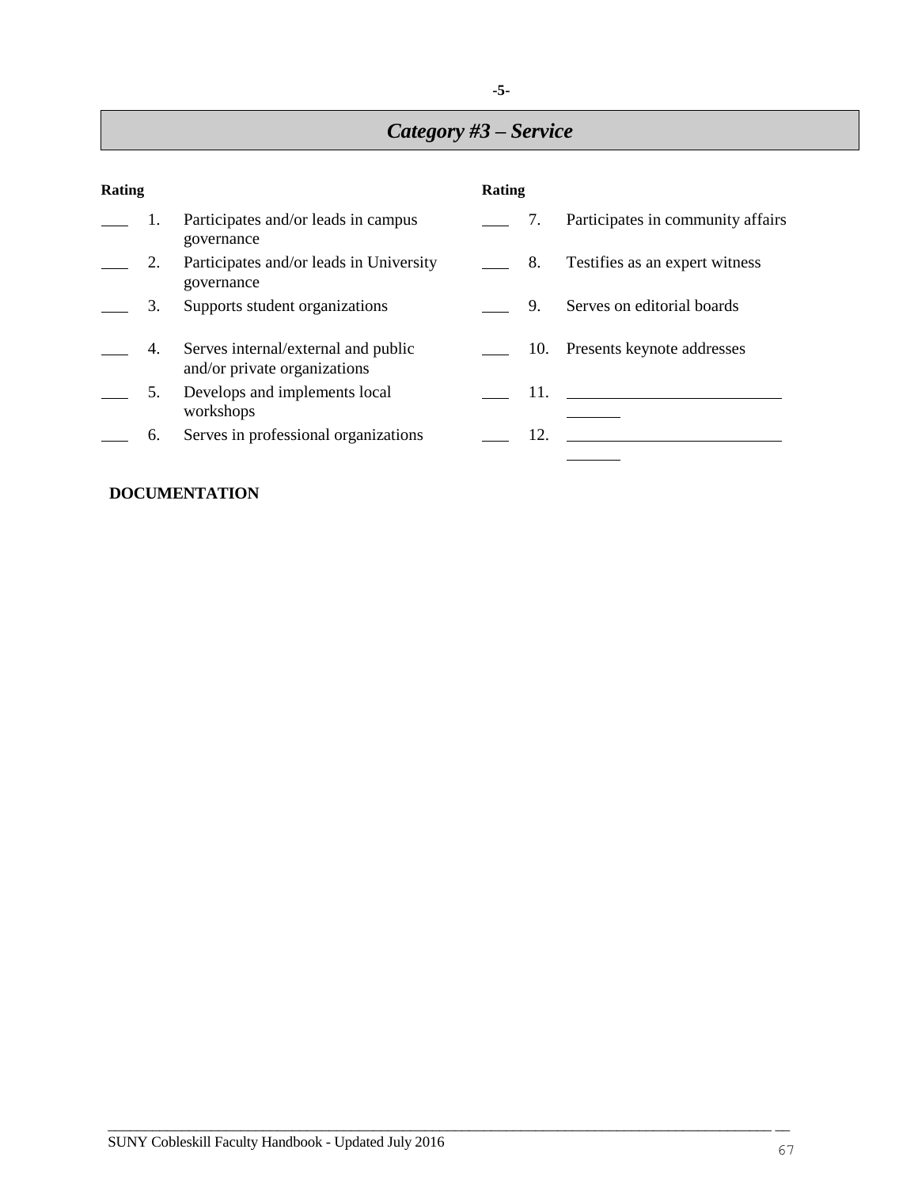## *Category #3 – Service*

**Rating**

___ 1. Participates and/or leads in campus governance

___ 2. Participates and/or leads in University governance

___ 3. Supports student organizations

___ 4. Serves internal/external and public and/or private organizations

___ 5. Develops and implements local workshops

___ 6. Serves in professional organizations

**Rating**

___ 7. Participates in community affairs

___ 8. Testifies as an expert witness

___ 9. Serves on editorial boards

___ 10. Presents keynote addresses

___ 11. ______________________________

___ 12. ______________________________

**DOCUMENTATION**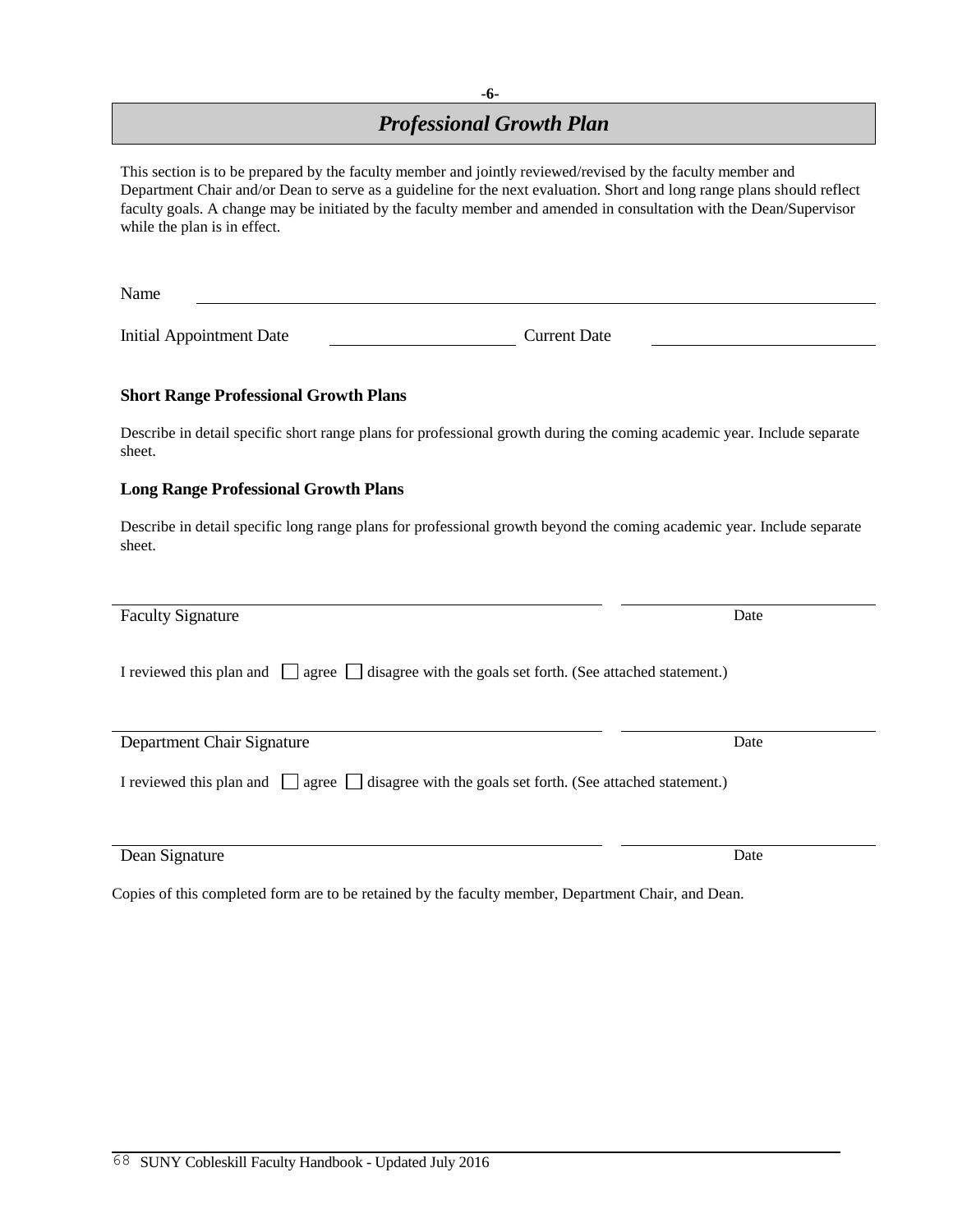## Professional Growth Plan

This section is to be prepared by the faculty member and jointly reviewed/revised by the faculty member and Department Chair and/or Dean to serve as a guideline for the next evaluation. Short and long range plans should reflect faculty goals. A change may be initiated by the faculty member and amended in consultation with the Dean/Supervisor while the plan is in effect.

Name \_\_\_\_\_\_\_\_\_\_\_\_\_\_\_\_\_\_\_\_\_\_\_\_\_\_\_\_\_\_\_\_\_\_\_\_\_\_\_\_

Initial Appointment Date \_\_\_\_\_\_\_\_\_\_\_\_\_\_\_\_ Current Date \_\_\_\_\_\_\_\_\_\_\_\_\_\_\_\_

### Short Range Professional Growth Plans

Describe in detail specific short range plans for professional growth during the coming academic year. Include separate sheet.

### Long Range Professional Growth Plans

Describe in detail specific long range plans for professional growth beyond the coming academic year. Include separate sheet.

\_\_\_\_\_\_\_\_\_\_\_\_\_\_\_\_\_\_\_\_\_\_\_\_\_\_\_\_\_\_\_\_ \_\_\_\_\_\_\_\_\_\_\_\_\_\_\_\_

Faculty Signature Date

I reviewed this plan and ☐ agree ☐ disagree with the goals set forth. (See attached statement.)

\_\_\_\_\_\_\_\_\_\_\_\_\_\_\_\_\_\_\_\_\_\_\_\_\_\_\_\_\_\_\_\_ \_\_\_\_\_\_\_\_\_\_\_\_\_\_\_\_

Department Chair Signature Date

I reviewed this plan and ☐ agree ☐ disagree with the goals set forth. (See attached statement.)

\_\_\_\_\_\_\_\_\_\_\_\_\_\_\_\_\_\_\_\_\_\_\_\_\_\_\_\_\_\_\_\_ \_\_\_\_\_\_\_\_\_\_\_\_\_\_\_\_

Dean Signature Date

Copies of this completed form are to be retained by the faculty member, Department Chair, and Dean.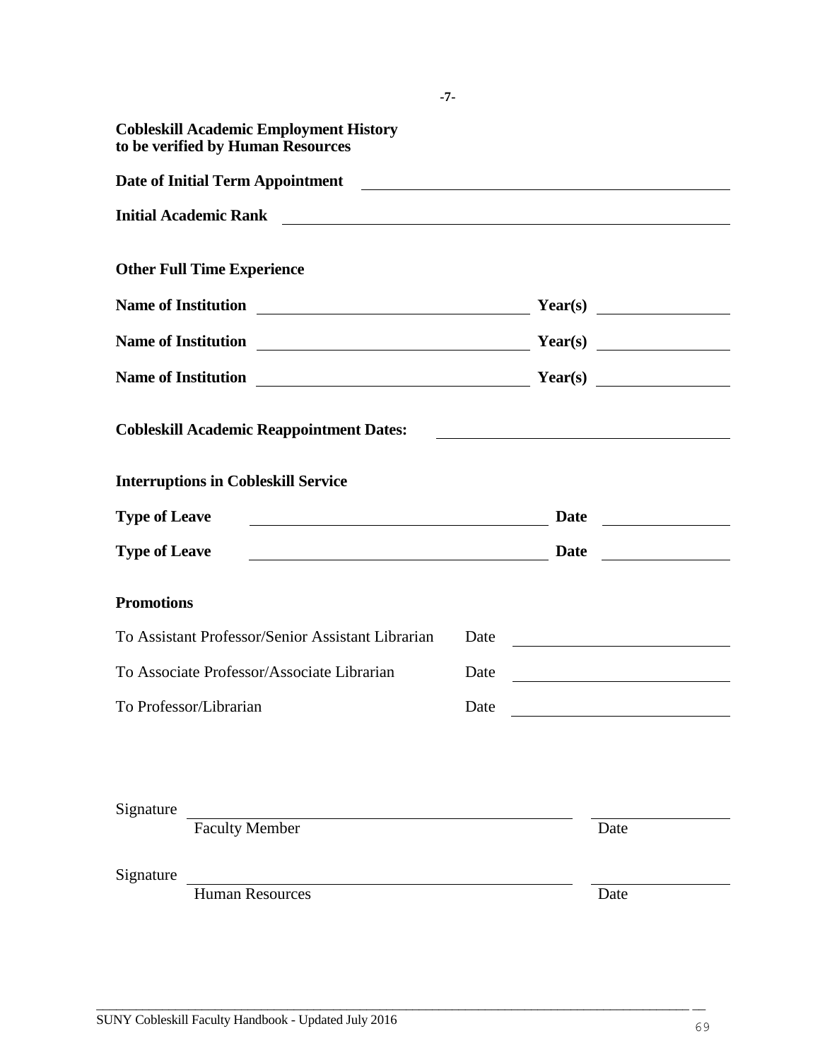**Cobleskill Academic Employment History**
**to be verified by Human Resources**

**Date of Initial Term Appointment** ______________________________

**Initial Academic Rank** ______________________________

**Other Full Time Experience**

**Name of Institution** ______________________________ **Year(s)** ____________

**Name of Institution** ______________________________ **Year(s)** ____________

**Name of Institution** ______________________________ **Year(s)** ____________

**Cobleskill Academic Reappointment Dates:** ______________________________

**Interruptions in Cobleskill Service**

**Type of Leave** ______________________________ **Date** ____________

**Type of Leave** ______________________________ **Date** ____________

**Promotions**

To Assistant Professor/Senior Assistant Librarian Date ____________________

To Associate Professor/Associate Librarian Date ____________________

To Professor/Librarian Date ____________________

Signature ______________________________ ____________
Faculty Member Date

Signature ______________________________ ____________
Human Resources Date